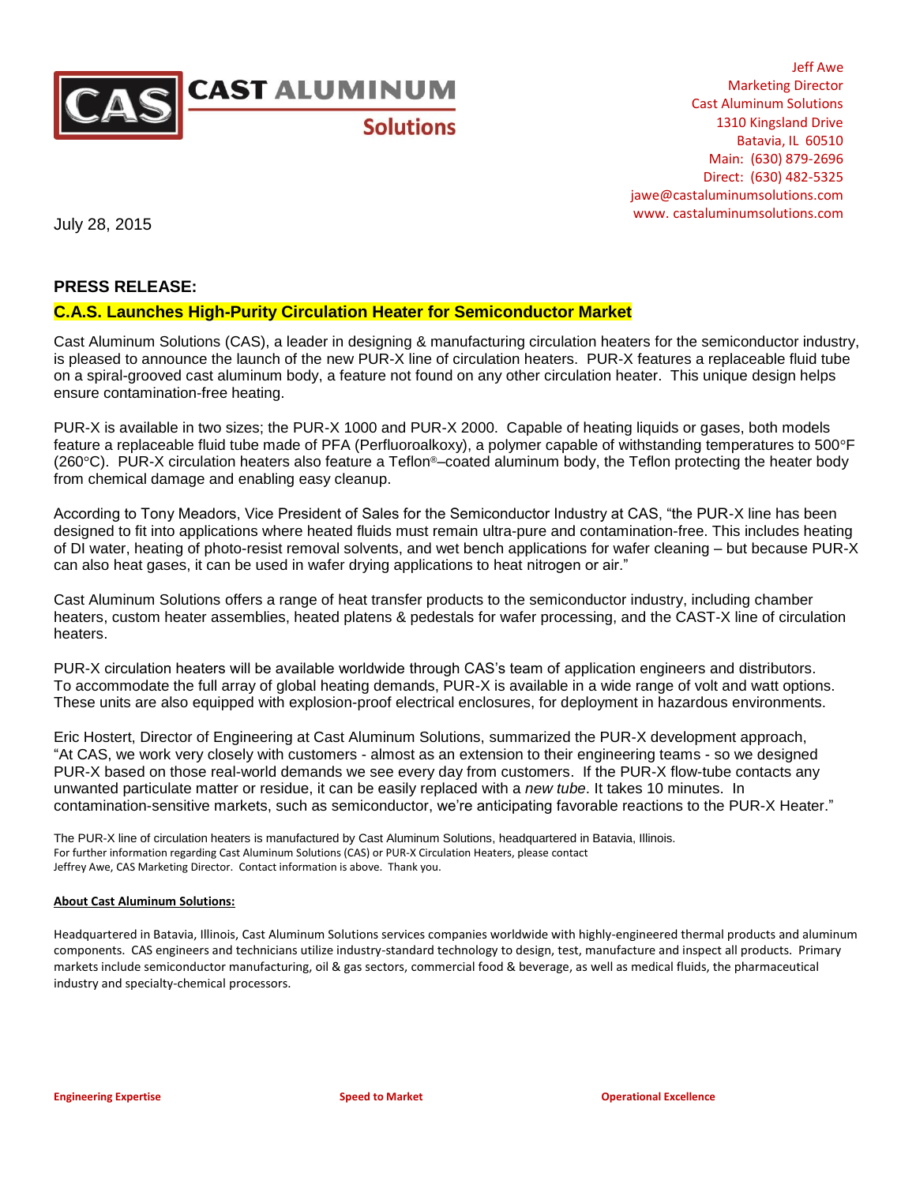**CAST ALUMINUM Solutions**

Jeff Awe
Marketing Director
Cast Aluminum Solutions
1310 Kingsland Drive
Batavia, IL 60510
Main: (630) 879-2696
Direct: (630) 482-5325
jawe@castaluminumsolutions.com
www. castaluminumsolutions.com

July 28, 2015

## PRESS RELEASE:

### C.A.S. Launches High-Purity Circulation Heater for Semiconductor Market

Cast Aluminum Solutions (CAS), a leader in designing & manufacturing circulation heaters for the semiconductor industry, is pleased to announce the launch of the new PUR-X line of circulation heaters. PUR-X features a replaceable fluid tube on a spiral-grooved cast aluminum body, a feature not found on any other circulation heater. This unique design helps ensure contamination-free heating.

PUR-X is available in two sizes; the PUR-X 1000 and PUR-X 2000. Capable of heating liquids or gases, both models feature a replaceable fluid tube made of PFA (Perfluoroalkoxy), a polymer capable of withstanding temperatures to 500°F (260°C). PUR-X circulation heaters also feature a Teflon®–coated aluminum body, the Teflon protecting the heater body from chemical damage and enabling easy cleanup.

According to Tony Meadors, Vice President of Sales for the Semiconductor Industry at CAS, "the PUR-X line has been designed to fit into applications where heated fluids must remain ultra-pure and contamination-free. This includes heating of DI water, heating of photo-resist removal solvents, and wet bench applications for wafer cleaning – but because PUR-X can also heat gases, it can be used in wafer drying applications to heat nitrogen or air."

Cast Aluminum Solutions offers a range of heat transfer products to the semiconductor industry, including chamber heaters, custom heater assemblies, heated platens & pedestals for wafer processing, and the CAST-X line of circulation heaters.

PUR-X circulation heaters will be available worldwide through CAS's team of application engineers and distributors. To accommodate the full array of global heating demands, PUR-X is available in a wide range of volt and watt options. These units are also equipped with explosion-proof electrical enclosures, for deployment in hazardous environments.

Eric Hostert, Director of Engineering at Cast Aluminum Solutions, summarized the PUR-X development approach, "At CAS, we work very closely with customers - almost as an extension to their engineering teams - so we designed PUR-X based on those real-world demands we see every day from customers. If the PUR-X flow-tube contacts any unwanted particulate matter or residue, it can be easily replaced with a *new tube*. It takes 10 minutes. In contamination-sensitive markets, such as semiconductor, we're anticipating favorable reactions to the PUR-X Heater."

The PUR-X line of circulation heaters is manufactured by Cast Aluminum Solutions, headquartered in Batavia, Illinois.
For further information regarding Cast Aluminum Solutions (CAS) or PUR-X Circulation Heaters, please contact
Jeffrey Awe, CAS Marketing Director. Contact information is above. Thank you.

**About Cast Aluminum Solutions:**

Headquartered in Batavia, Illinois, Cast Aluminum Solutions services companies worldwide with highly-engineered thermal products and aluminum components. CAS engineers and technicians utilize industry-standard technology to design, test, manufacture and inspect all products. Primary markets include semiconductor manufacturing, oil & gas sectors, commercial food & beverage, as well as medical fluids, the pharmaceutical industry and specialty-chemical processors.

**Engineering Expertise** **Speed to Market** **Operational Excellence**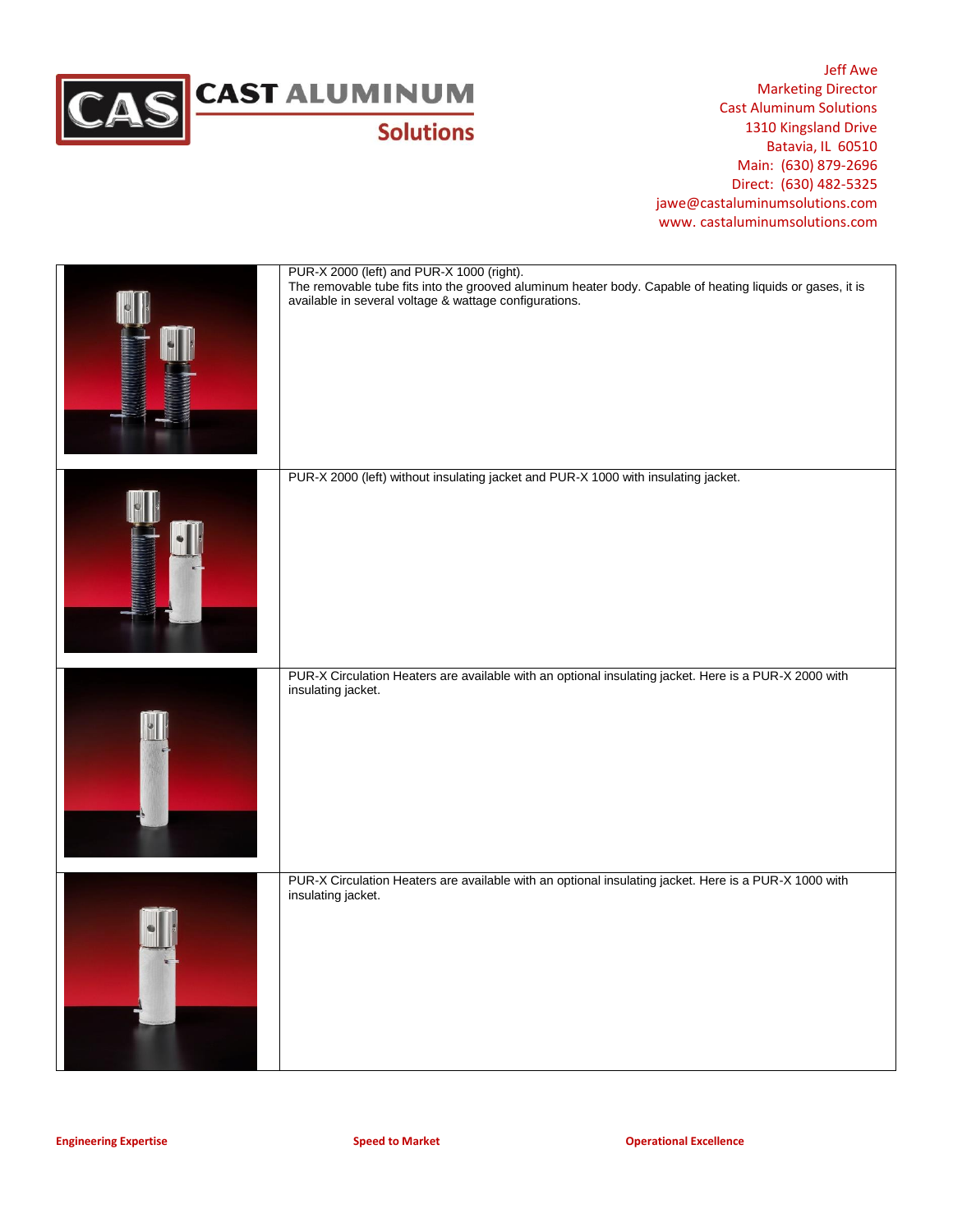CAST ALUMINUM Solutions

Jeff Awe
Marketing Director
Cast Aluminum Solutions
1310 Kingsland Drive
Batavia, IL 60510
Main: (630) 879-2696
Direct: (630) 482-5325
jawe@castaluminumsolutions.com
www. castaluminumsolutions.com

| | |
|---|---|
| | PUR-X 2000 (left) and PUR-X 1000 (right). The removable tube fits into the grooved aluminum heater body. Capable of heating liquids or gases, it is available in several voltage & wattage configurations. |
| | PUR-X 2000 (left) without insulating jacket and PUR-X 1000 with insulating jacket. |
| | PUR-X Circulation Heaters are available with an optional insulating jacket. Here is a PUR-X 2000 with insulating jacket. |
| | PUR-X Circulation Heaters are available with an optional insulating jacket. Here is a PUR-X 1000 with insulating jacket. |

**Engineering Expertise** **Speed to Market** **Operational Excellence**